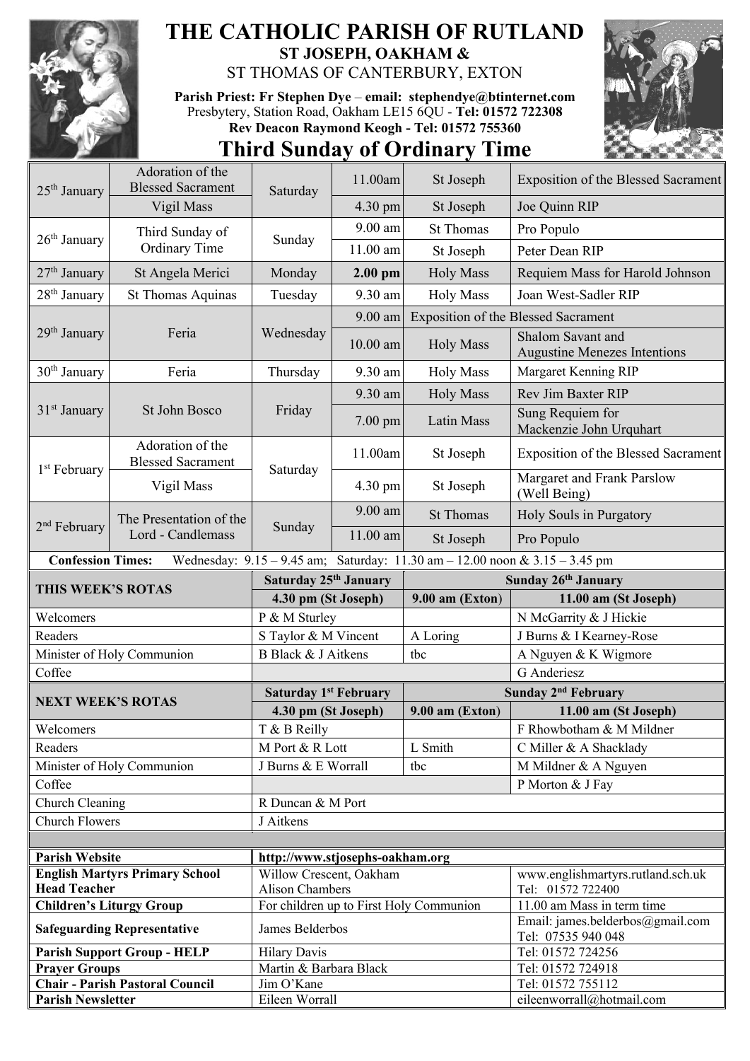# THE CATHOLIC PARISH OF RUTLAND

## ST JOSEPH, OAKHAM &

## ST THOMAS OF CANTERBURY, EXTON

**Parish Priest: Fr Stephen Dye – email: stephendye@btinternet.com**
Presbytery, Station Road, Oakham LE15 6QU - **Tel: 01572 722308**
**Rev Deacon Raymond Keogh - Tel: 01572 755360**

# Third Sunday of Ordinary Time

| Date | Celebration | Day | Time | Place / Service | Intention |
|---|---|---|---|---|---|
| 25th January | Adoration of the Blessed Sacrament | Saturday | 11.00am | St Joseph | Exposition of the Blessed Sacrament |
| | Vigil Mass | | 4.30 pm | St Joseph | Joe Quinn RIP |
| 26th January | Third Sunday of Ordinary Time | Sunday | 9.00 am | St Thomas | Pro Populo |
| | | | 11.00 am | St Joseph | Peter Dean RIP |
| 27th January | St Angela Merici | Monday | **2.00 pm** | Holy Mass | Requiem Mass for Harold Johnson |
| 28th January | St Thomas Aquinas | Tuesday | 9.30 am | Holy Mass | Joan West-Sadler RIP |
| 29th January | Feria | Wednesday | 9.00 am | Exposition of the Blessed Sacrament | |
| | | | 10.00 am | Holy Mass | Shalom Savant and Augustine Menezes Intentions |
| 30th January | Feria | Thursday | 9.30 am | Holy Mass | Margaret Kenning RIP |
| 31st January | St John Bosco | Friday | 9.30 am | Holy Mass | Rev Jim Baxter RIP |
| | | | 7.00 pm | Latin Mass | Sung Requiem for Mackenzie John Urquhart |
| 1st February | Adoration of the Blessed Sacrament | Saturday | 11.00am | St Joseph | Exposition of the Blessed Sacrament |
| | Vigil Mass | | 4.30 pm | St Joseph | Margaret and Frank Parslow (Well Being) |
| 2nd February | The Presentation of the Lord - Candlemass | Sunday | 9.00 am | St Thomas | Holy Souls in Purgatory |
| | | | 11.00 am | St Joseph | Pro Populo |

**Confession Times:** Wednesday: 9.15 – 9.45 am; Saturday: 11.30 am – 12.00 noon & 3.15 – 3.45 pm

| **THIS WEEK'S ROTAS** | **Saturday 25th January 4.30 pm (St Joseph)** | **Sunday 26th January 9.00 am (Exton)** | **Sunday 26th January 11.00 am (St Joseph)** |
|---|---|---|---|
| Welcomers | P & M Sturley | | N McGarrity & J Hickie |
| Readers | S Taylor & M Vincent | A Loring | J Burns & I Kearney-Rose |
| Minister of Holy Communion | B Black & J Aitkens | tbc | A Nguyen & K Wigmore |
| Coffee | | | G Anderiesz |

| **NEXT WEEK'S ROTAS** | **Saturday 1st February 4.30 pm (St Joseph)** | **Sunday 2nd February 9.00 am (Exton)** | **Sunday 2nd February 11.00 am (St Joseph)** |
|---|---|---|---|
| Welcomers | T & B Reilly | | F Rhowbotham & M Mildner |
| Readers | M Port & R Lott | L Smith | C Miller & A Shacklady |
| Minister of Holy Communion | J Burns & E Worrall | tbc | M Mildner & A Nguyen |
| Coffee | | | P Morton & J Fay |
| Church Cleaning | R Duncan & M Port | | |
| Church Flowers | J Aitkens | | |

| | | |
|---|---|---|
| **Parish Website** | **http://www.stjosephs-oakham.org** | |
| **English Martyrs Primary School Head Teacher** | Willow Crescent, Oakham Alison Chambers | www.englishmartyrs.rutland.sch.uk Tel: 01572 722400 |
| **Children's Liturgy Group** | For children up to First Holy Communion | 11.00 am Mass in term time |
| **Safeguarding Representative** | James Belderbos | Email: james.belderbos@gmail.com Tel: 07535 940 048 |
| **Parish Support Group - HELP** | Hilary Davis | Tel: 01572 724256 |
| **Prayer Groups** | Martin & Barbara Black | Tel: 01572 724918 |
| **Chair - Parish Pastoral Council** | Jim O'Kane | Tel: 01572 755112 |
| **Parish Newsletter** | Eileen Worrall | eileenworrall@hotmail.com |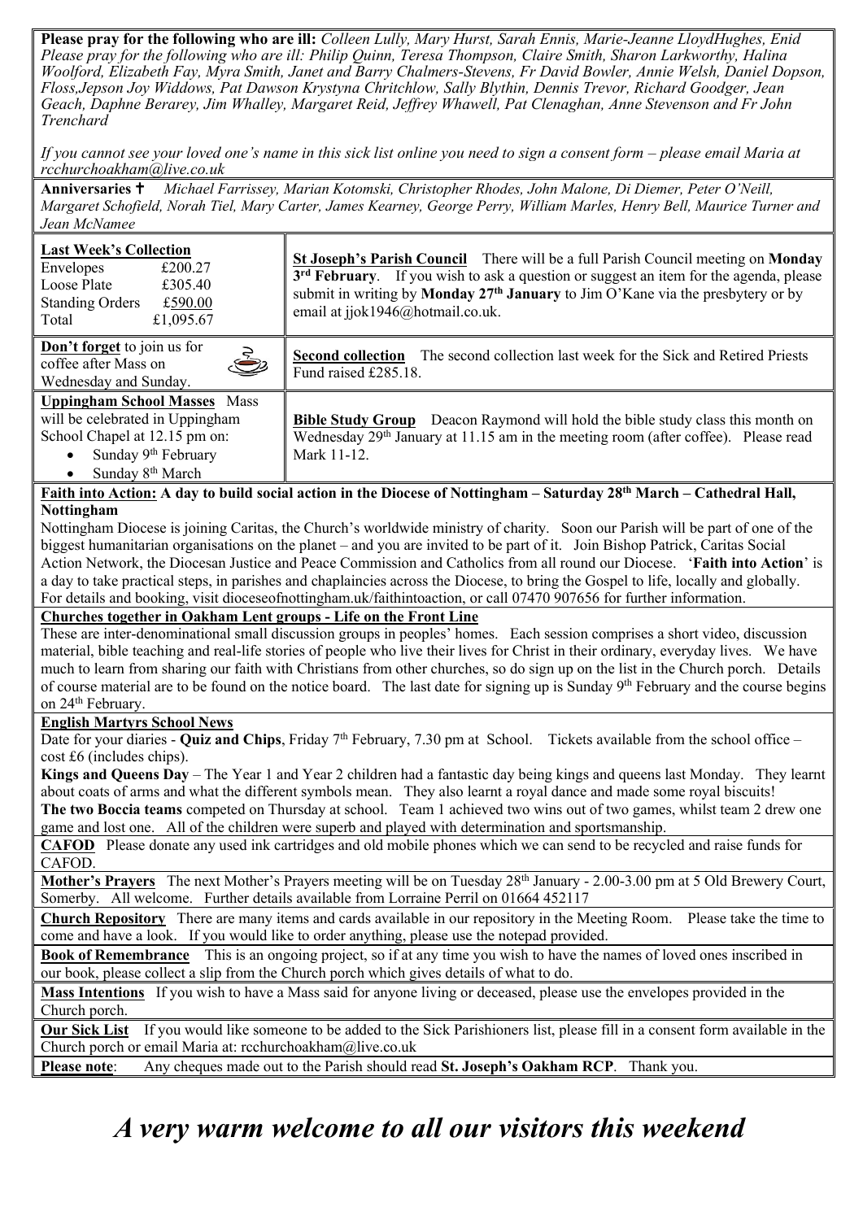**Please pray for the following who are ill:** *Colleen Lully, Mary Hurst, Sarah Ennis, Marie-Jeanne LloydHughes, Enid Please pray for the following who are ill: Philip Quinn, Teresa Thompson, Claire Smith, Sharon Larkworthy, Halina Woolford, Elizabeth Fay, Myra Smith, Janet and Barry Chalmers-Stevens, Fr David Bowler, Annie Welsh, Daniel Dopson, Floss,Jepson Joy Widdows, Pat Dawson Krystyna Chritchlow, Sally Blythin, Dennis Trevor, Richard Goodger, Jean Geach, Daphne Berarey, Jim Whalley, Margaret Reid, Jeffrey Whawell, Pat Clenaghan, Anne Stevenson and Fr John Trenchard*

*If you cannot see your loved one's name in this sick list online you need to sign a consent form – please email Maria at rcchurchoakham@live.co.uk*

**Anniversaries ✝** *Michael Farrissey, Marian Kotomski, Christopher Rhodes, John Malone, Di Diemer, Peter O'Neill, Margaret Schofield, Norah Tiel, Mary Carter, James Kearney, George Perry, William Marles, Henry Bell, Maurice Turner and Jean McNamee*

**Last Week's Collection**

| | |
|---|---|
| Envelopes | £200.27 |
| Loose Plate | £305.40 |
| Standing Orders | £590.00 |
| Total | £1,095.67 |

**St Joseph's Parish Council** There will be a full Parish Council meeting on **Monday 3rd February**. If you wish to ask a question or suggest an item for the agenda, please submit in writing by **Monday 27th January** to Jim O'Kane via the presbytery or by email at jjok1946@hotmail.co.uk.

**Don't forget** to join us for coffee after Mass on Wednesday and Sunday.

**Second collection** The second collection last week for the Sick and Retired Priests Fund raised £285.18.

**Uppingham School Masses** Mass will be celebrated in Uppingham School Chapel at 12.15 pm on:

- Sunday 9th February
- Sunday 8th March

**Bible Study Group** Deacon Raymond will hold the bible study class this month on Wednesday 29th January at 11.15 am in the meeting room (after coffee). Please read Mark 11-12.

**Faith into Action: A day to build social action in the Diocese of Nottingham – Saturday 28th March – Cathedral Hall, Nottingham**

Nottingham Diocese is joining Caritas, the Church's worldwide ministry of charity. Soon our Parish will be part of one of the biggest humanitarian organisations on the planet – and you are invited to be part of it. Join Bishop Patrick, Caritas Social Action Network, the Diocesan Justice and Peace Commission and Catholics from all round our Diocese. '**Faith into Action**' is a day to take practical steps, in parishes and chaplaincies across the Diocese, to bring the Gospel to life, locally and globally. For details and booking, visit dioceseofnottingham.uk/faithintoaction, or call 07470 907656 for further information.

**Churches together in Oakham Lent groups - Life on the Front Line**

These are inter-denominational small discussion groups in peoples' homes. Each session comprises a short video, discussion material, bible teaching and real-life stories of people who live their lives for Christ in their ordinary, everyday lives. We have much to learn from sharing our faith with Christians from other churches, so do sign up on the list in the Church porch. Details of course material are to be found on the notice board. The last date for signing up is Sunday 9th February and the course begins on 24th February.

**English Martyrs School News**

Date for your diaries - **Quiz and Chips**, Friday 7th February, 7.30 pm at School. Tickets available from the school office – cost £6 (includes chips).

**Kings and Queens Day** – The Year 1 and Year 2 children had a fantastic day being kings and queens last Monday. They learnt about coats of arms and what the different symbols mean. They also learnt a royal dance and made some royal biscuits!

**The two Boccia teams** competed on Thursday at school. Team 1 achieved two wins out of two games, whilst team 2 drew one game and lost one. All of the children were superb and played with determination and sportsmanship.

**CAFOD** Please donate any used ink cartridges and old mobile phones which we can send to be recycled and raise funds for CAFOD.

**Mother's Prayers** The next Mother's Prayers meeting will be on Tuesday 28th January - 2.00-3.00 pm at 5 Old Brewery Court, Somerby. All welcome. Further details available from Lorraine Perril on 01664 452117

**Church Repository** There are many items and cards available in our repository in the Meeting Room. Please take the time to come and have a look. If you would like to order anything, please use the notepad provided.

**Book of Remembrance** This is an ongoing project, so if at any time you wish to have the names of loved ones inscribed in our book, please collect a slip from the Church porch which gives details of what to do.

**Mass Intentions** If you wish to have a Mass said for anyone living or deceased, please use the envelopes provided in the Church porch.

**Our Sick List** If you would like someone to be added to the Sick Parishioners list, please fill in a consent form available in the Church porch or email Maria at: rcchurchoakham@live.co.uk

**Please note**: Any cheques made out to the Parish should read **St. Joseph's Oakham RCP**. Thank you.

## *A very warm welcome to all our visitors this weekend*